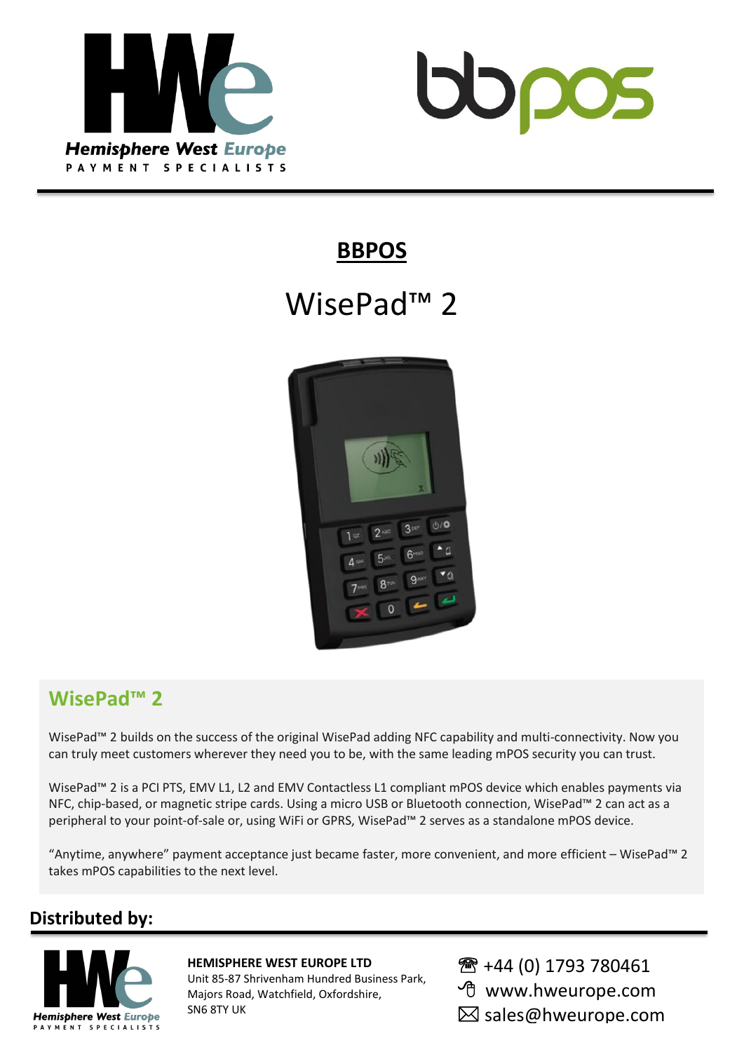Hemisphere West Europe
PAYMENT SPECIALISTS

# BBPOS

# WisePad™ 2

## WisePad™ 2

WisePad™ 2 builds on the success of the original WisePad adding NFC capability and multi-connectivity. Now you can truly meet customers wherever they need you to be, with the same leading mPOS security you can trust.

WisePad™ 2 is a PCI PTS, EMV L1, L2 and EMV Contactless L1 compliant mPOS device which enables payments via NFC, chip-based, or magnetic stripe cards. Using a micro USB or Bluetooth connection, WisePad™ 2 can act as a peripheral to your point-of-sale or, using WiFi or GPRS, WisePad™ 2 serves as a standalone mPOS device.

"Anytime, anywhere" payment acceptance just became faster, more convenient, and more efficient – WisePad™ 2 takes mPOS capabilities to the next level.

## Distributed by:

Hemisphere West Europe
PAYMENT SPECIALISTS

**HEMISPHERE WEST EUROPE LTD**
Unit 85-87 Shrivenham Hundred Business Park,
Majors Road, Watchfield, Oxfordshire,
SN6 8TY UK

+44 (0) 1793 780461
www.hweurope.com
sales@hweurope.com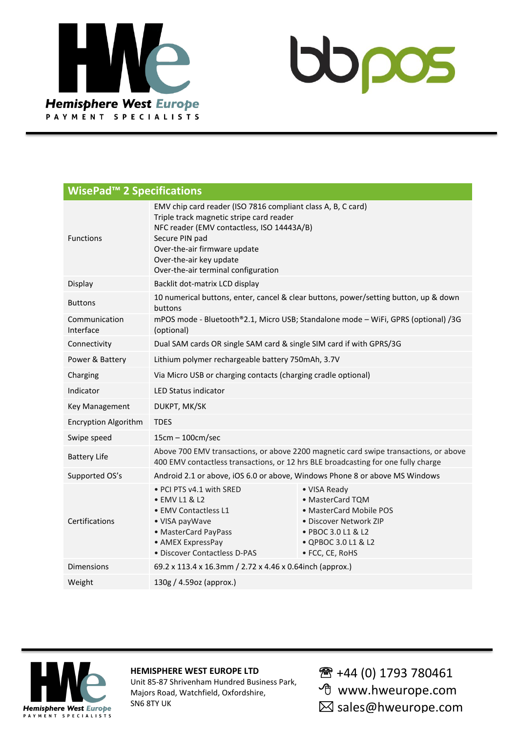## WisePad™ 2 Specifications

| | | |
|---|---|---|
| Functions | EMV chip card reader (ISO 7816 compliant class A, B, C card)<br>Triple track magnetic stripe card reader<br>NFC reader (EMV contactless, ISO 14443A/B)<br>Secure PIN pad<br>Over-the-air firmware update<br>Over-the-air key update<br>Over-the-air terminal configuration | |
| Display | Backlit dot-matrix LCD display | |
| Buttons | 10 numerical buttons, enter, cancel & clear buttons, power/setting button, up & down buttons | |
| Communication Interface | mPOS mode - Bluetooth®2.1, Micro USB; Standalone mode – WiFi, GPRS (optional) /3G (optional) | |
| Connectivity | Dual SAM cards OR single SAM card & single SIM card if with GPRS/3G | |
| Power & Battery | Lithium polymer rechargeable battery 750mAh, 3.7V | |
| Charging | Via Micro USB or charging contacts (charging cradle optional) | |
| Indicator | LED Status indicator | |
| Key Management | DUKPT, MK/SK | |
| Encryption Algorithm | TDES | |
| Swipe speed | 15cm – 100cm/sec | |
| Battery Life | Above 700 EMV transactions, or above 2200 magnetic card swipe transactions, or above 400 EMV contactless transactions, or 12 hrs BLE broadcasting for one fully charge | |
| Supported OS's | Android 2.1 or above, iOS 6.0 or above, Windows Phone 8 or above MS Windows | |
| Certifications | • PCI PTS v4.1 with SRED<br>• EMV L1 & L2<br>• EMV Contactless L1<br>• VISA payWave<br>• MasterCard PayPass<br>• AMEX ExpressPay<br>• Discover Contactless D-PAS | • VISA Ready<br>• MasterCard TQM<br>• MasterCard Mobile POS<br>• Discover Network ZIP<br>• PBOC 3.0 L1 & L2<br>• QPBOC 3.0 L1 & L2<br>• FCC, CE, RoHS |
| Dimensions | 69.2 x 113.4 x 16.3mm / 2.72 x 4.46 x 0.64inch (approx.) | |
| Weight | 130g / 4.59oz (approx.) | |

**HEMISPHERE WEST EUROPE LTD**
Unit 85-87 Shrivenham Hundred Business Park,
Majors Road, Watchfield, Oxfordshire,
SN6 8TY UK

☎ +44 (0) 1793 780461
www.hweurope.com
sales@hweurope.com